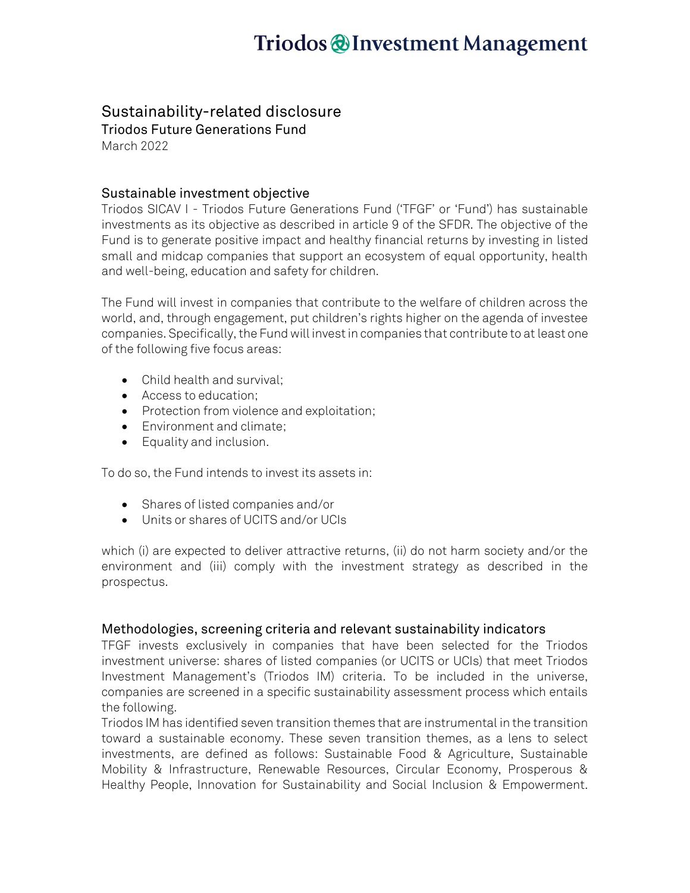# Sustainability-related disclosure

## Triodos Future Generations Fund

March 2022

## Sustainable investment objective

Triodos SICAV I - Triodos Future Generations Fund ('TFGF' or 'Fund') has sustainable investments as its objective as described in article 9 of the SFDR. The objective of the Fund is to generate positive impact and healthy financial returns by investing in listed small and midcap companies that support an ecosystem of equal opportunity, health and well-being, education and safety for children.

The Fund will invest in companies that contribute to the welfare of children across the world, and, through engagement, put children's rights higher on the agenda of investee companies. Specifically, the Fund will invest in companies that contribute to at least one of the following five focus areas:

- Child health and survival;
- Access to education;
- Protection from violence and exploitation;
- Environment and climate;
- Equality and inclusion.

To do so, the Fund intends to invest its assets in:

- Shares of listed companies and/or
- Units or shares of UCITS and/or UCIs

which (i) are expected to deliver attractive returns, (ii) do not harm society and/or the environment and (iii) comply with the investment strategy as described in the prospectus.

## Methodologies, screening criteria and relevant sustainability indicators

TFGF invests exclusively in companies that have been selected for the Triodos investment universe: shares of listed companies (or UCITS or UCIs) that meet Triodos Investment Management's (Triodos IM) criteria. To be included in the universe, companies are screened in a specific sustainability assessment process which entails the following.

Triodos IM has identified seven transition themes that are instrumental in the transition toward a sustainable economy. These seven transition themes, as a lens to select investments, are defined as follows: Sustainable Food & Agriculture, Sustainable Mobility & Infrastructure, Renewable Resources, Circular Economy, Prosperous & Healthy People, Innovation for Sustainability and Social Inclusion & Empowerment.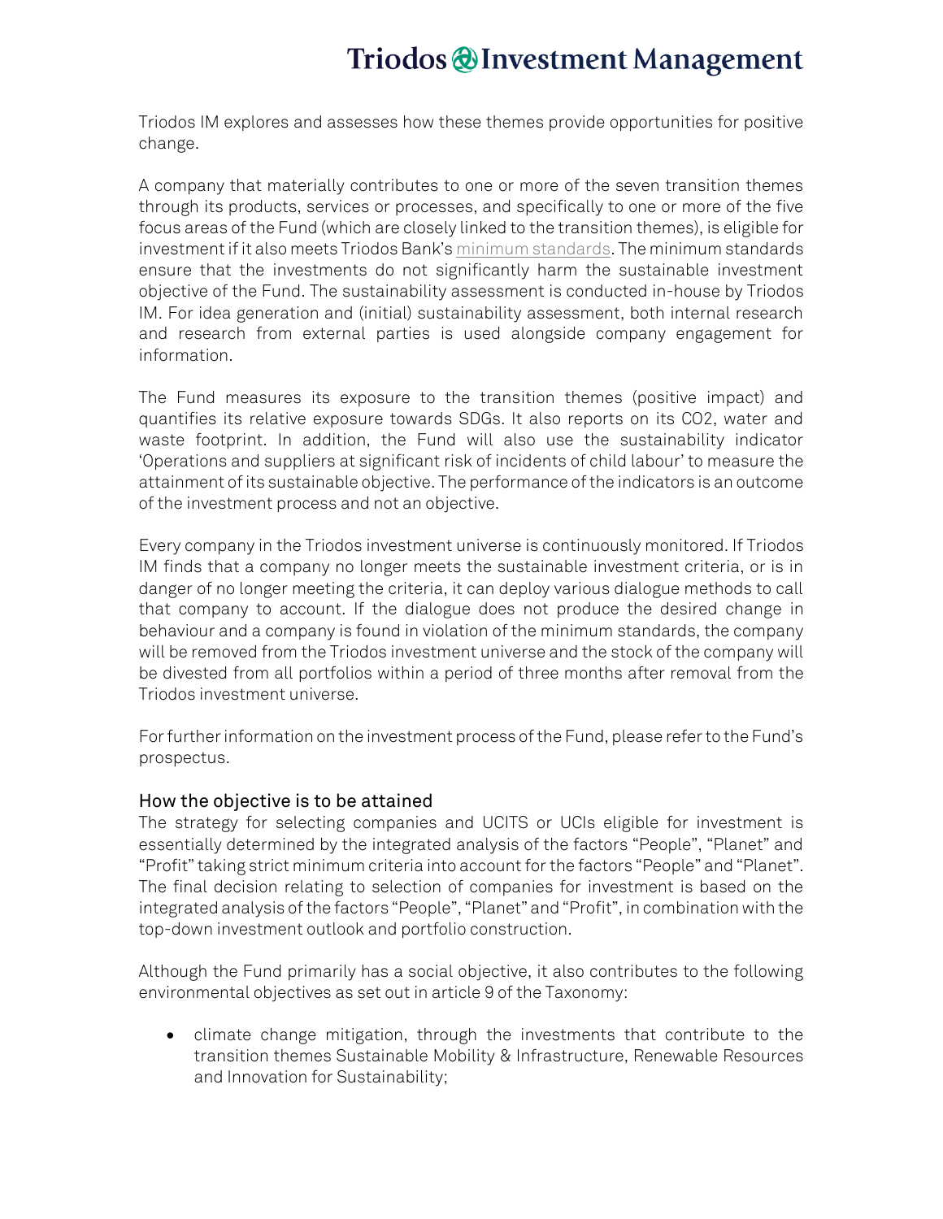Triodos IM explores and assesses how these themes provide opportunities for positive change.

A company that materially contributes to one or more of the seven transition themes through its products, services or processes, and specifically to one or more of the five focus areas of the Fund (which are closely linked to the transition themes), is eligible for investment if it also meets Triodos Bank's [minimum standards](). The minimum standards ensure that the investments do not significantly harm the sustainable investment objective of the Fund. The sustainability assessment is conducted in-house by Triodos IM. For idea generation and (initial) sustainability assessment, both internal research and research from external parties is used alongside company engagement for information.

The Fund measures its exposure to the transition themes (positive impact) and quantifies its relative exposure towards SDGs. It also reports on its $CO_2$, water and waste footprint. In addition, the Fund will also use the sustainability indicator 'Operations and suppliers at significant risk of incidents of child labour' to measure the attainment of its sustainable objective. The performance of the indicators is an outcome of the investment process and not an objective.

Every company in the Triodos investment universe is continuously monitored. If Triodos IM finds that a company no longer meets the sustainable investment criteria, or is in danger of no longer meeting the criteria, it can deploy various dialogue methods to call that company to account. If the dialogue does not produce the desired change in behaviour and a company is found in violation of the minimum standards, the company will be removed from the Triodos investment universe and the stock of the company will be divested from all portfolios within a period of three months after removal from the Triodos investment universe.

For further information on the investment process of the Fund, please refer to the Fund's prospectus.

## How the objective is to be attained

The strategy for selecting companies and UCITS or UCIs eligible for investment is essentially determined by the integrated analysis of the factors "People", "Planet" and "Profit" taking strict minimum criteria into account for the factors "People" and "Planet". The final decision relating to selection of companies for investment is based on the integrated analysis of the factors "People", "Planet" and "Profit", in combination with the top-down investment outlook and portfolio construction.

Although the Fund primarily has a social objective, it also contributes to the following environmental objectives as set out in article 9 of the Taxonomy:

- climate change mitigation, through the investments that contribute to the transition themes Sustainable Mobility & Infrastructure, Renewable Resources and Innovation for Sustainability;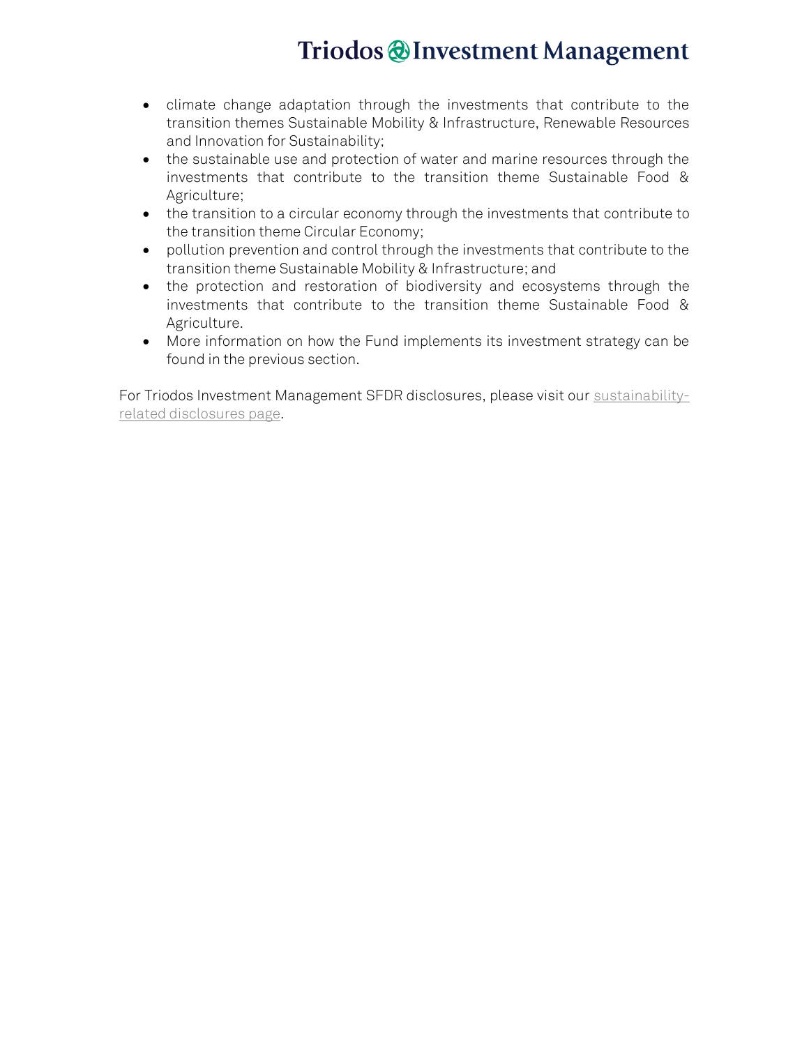- climate change adaptation through the investments that contribute to the transition themes Sustainable Mobility & Infrastructure, Renewable Resources and Innovation for Sustainability;
- the sustainable use and protection of water and marine resources through the investments that contribute to the transition theme Sustainable Food & Agriculture;
- the transition to a circular economy through the investments that contribute to the transition theme Circular Economy;
- pollution prevention and control through the investments that contribute to the transition theme Sustainable Mobility & Infrastructure; and
- the protection and restoration of biodiversity and ecosystems through the investments that contribute to the transition theme Sustainable Food & Agriculture.
- More information on how the Fund implements its investment strategy can be found in the previous section.

For Triodos Investment Management SFDR disclosures, please visit our sustainability-related disclosures page.